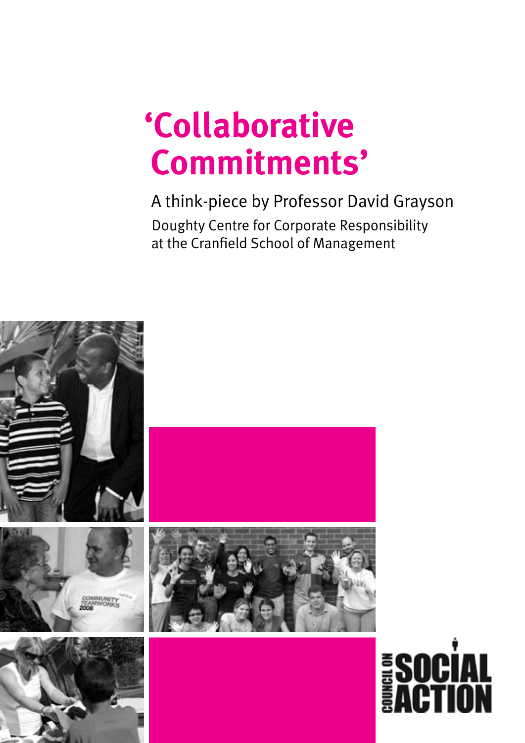# 'Collaborative Commitments'

A think-piece by Professor David Grayson

Doughty Centre for Corporate Responsibility
at the Cranfield School of Management

COUNCIL ON SOCIAL ACTION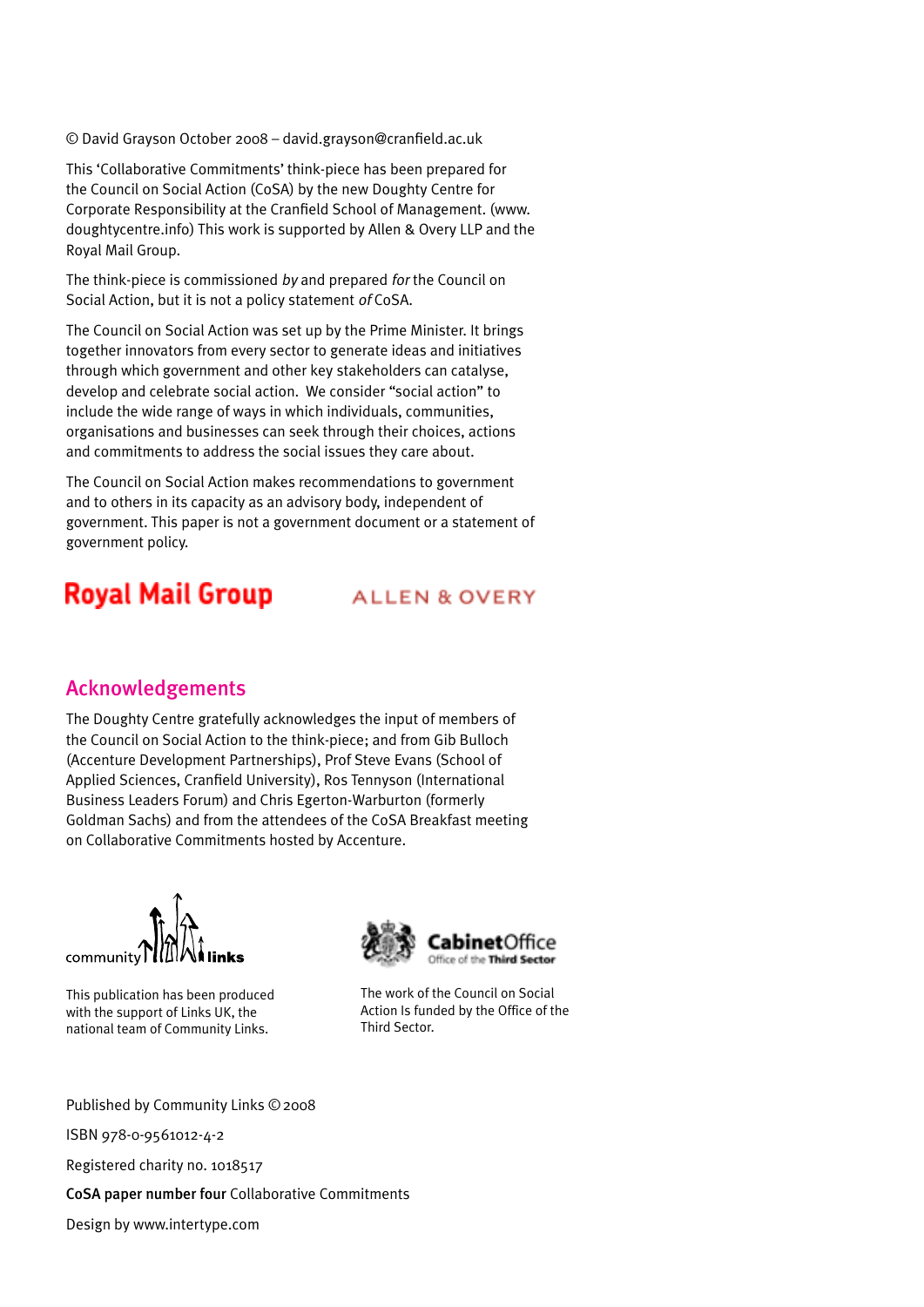© David Grayson October 2008 – david.grayson@cranfield.ac.uk

This 'Collaborative Commitments' think-piece has been prepared for the Council on Social Action (CoSA) by the new Doughty Centre for Corporate Responsibility at the Cranfield School of Management. (www.doughtycentre.info) This work is supported by Allen & Overy LLP and the Royal Mail Group.

The think-piece is commissioned *by* and prepared *for* the Council on Social Action, but it is not a policy statement *of* CoSA.

The Council on Social Action was set up by the Prime Minister. It brings together innovators from every sector to generate ideas and initiatives through which government and other key stakeholders can catalyse, develop and celebrate social action. We consider "social action" to include the wide range of ways in which individuals, communities, organisations and businesses can seek through their choices, actions and commitments to address the social issues they care about.

The Council on Social Action makes recommendations to government and to others in its capacity as an advisory body, independent of government. This paper is not a government document or a statement of government policy.

Royal Mail Group

ALLEN & OVERY

## Acknowledgements

The Doughty Centre gratefully acknowledges the input of members of the Council on Social Action to the think-piece; and from Gib Bulloch (Accenture Development Partnerships), Prof Steve Evans (School of Applied Sciences, Cranfield University), Ros Tennyson (International Business Leaders Forum) and Chris Egerton-Warburton (formerly Goldman Sachs) and from the attendees of the CoSA Breakfast meeting on Collaborative Commitments hosted by Accenture.

community links

This publication has been produced with the support of Links UK, the national team of Community Links.

CabinetOffice
Office of the Third Sector

The work of the Council on Social Action Is funded by the Office of the Third Sector.

Published by Community Links © 2008

ISBN 978-0-9561012-4-2

Registered charity no. 1018517

**CoSA paper number four** Collaborative Commitments

Design by www.intertype.com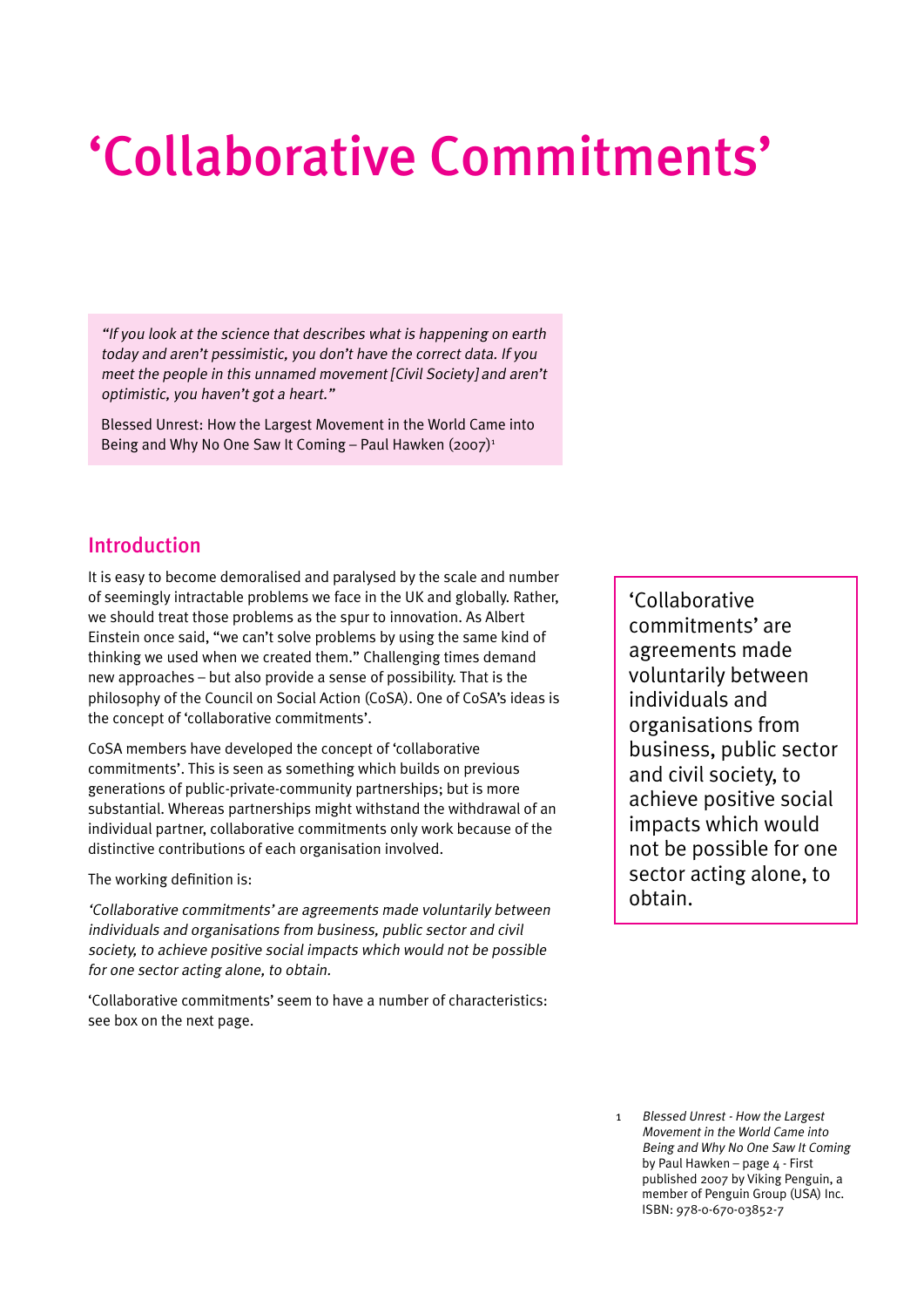# 'Collaborative Commitments'

> *"If you look at the science that describes what is happening on earth today and aren't pessimistic, you don't have the correct data. If you meet the people in this unnamed movement [Civil Society] and aren't optimistic, you haven't got a heart."*
>
> Blessed Unrest: How the Largest Movement in the World Came into Being and Why No One Saw It Coming – Paul Hawken (2007)[1]

## Introduction

It is easy to become demoralised and paralysed by the scale and number of seemingly intractable problems we face in the UK and globally. Rather, we should treat those problems as the spur to innovation. As Albert Einstein once said, "we can't solve problems by using the same kind of thinking we used when we created them." Challenging times demand new approaches – but also provide a sense of possibility. That is the philosophy of the Council on Social Action (CoSA). One of CoSA's ideas is the concept of 'collaborative commitments'.

CoSA members have developed the concept of 'collaborative commitments'. This is seen as something which builds on previous generations of public-private-community partnerships; but is more substantial. Whereas partnerships might withstand the withdrawal of an individual partner, collaborative commitments only work because of the distinctive contributions of each organisation involved.

The working definition is:

*'Collaborative commitments' are agreements made voluntarily between individuals and organisations from business, public sector and civil society, to achieve positive social impacts which would not be possible for one sector acting alone, to obtain.*

'Collaborative commitments' seem to have a number of characteristics: see box on the next page.

> 'Collaborative commitments' are agreements made voluntarily between individuals and organisations from business, public sector and civil society, to achieve positive social impacts which would not be possible for one sector acting alone, to obtain.

1 *Blessed Unrest - How the Largest Movement in the World Came into Being and Why No One Saw It Coming* by Paul Hawken – page 4 - First published 2007 by Viking Penguin, a member of Penguin Group (USA) Inc. ISBN: 978-0-670-03852-7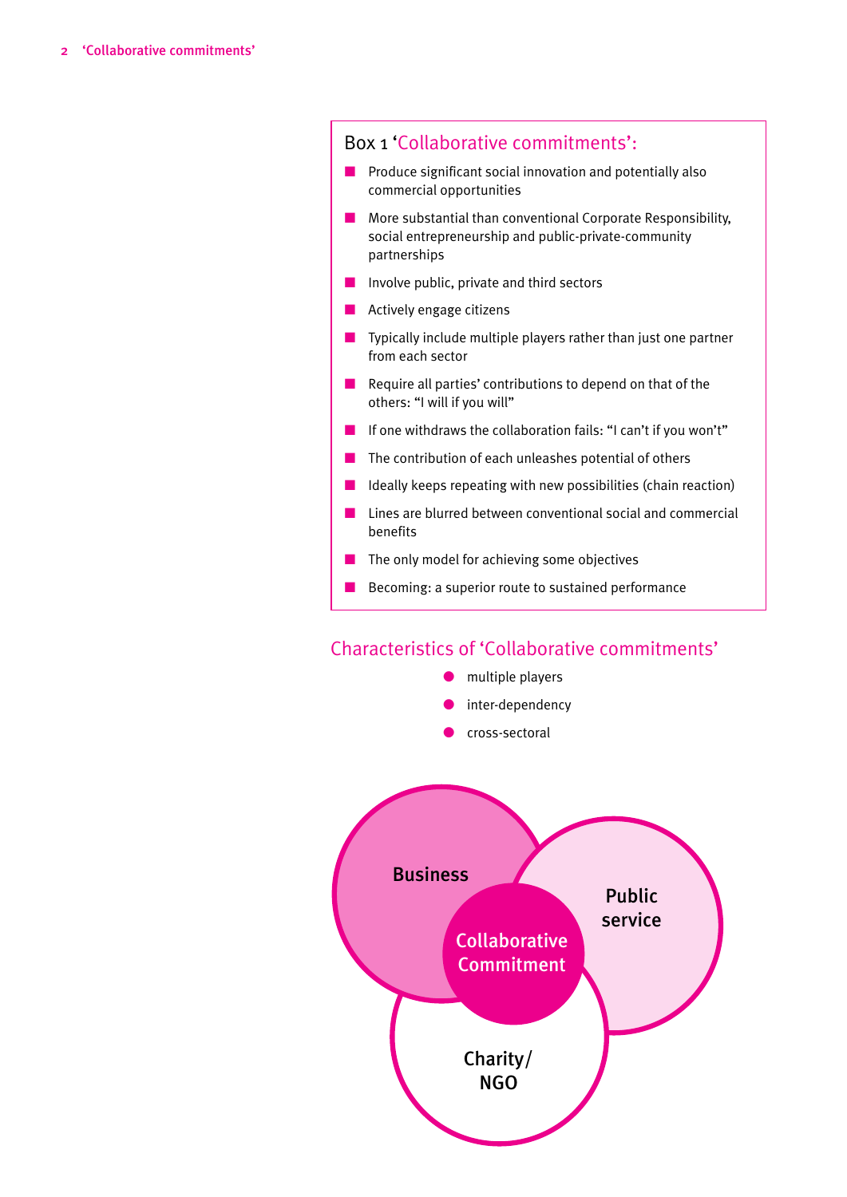## Box 1 'Collaborative commitments':

- Produce significant social innovation and potentially also commercial opportunities
- More substantial than conventional Corporate Responsibility, social entrepreneurship and public-private-community partnerships
- Involve public, private and third sectors
- Actively engage citizens
- Typically include multiple players rather than just one partner from each sector
- Require all parties' contributions to depend on that of the others: "I will if you will"
- If one withdraws the collaboration fails: "I can't if you won't"
- The contribution of each unleashes potential of others
- Ideally keeps repeating with new possibilities (chain reaction)
- Lines are blurred between conventional social and commercial benefits
- The only model for achieving some objectives
- Becoming: a superior route to sustained performance

## Characteristics of 'Collaborative commitments'

- multiple players
- inter-dependency
- cross-sectoral

Business

Public service

Collaborative Commitment

Charity/ NGO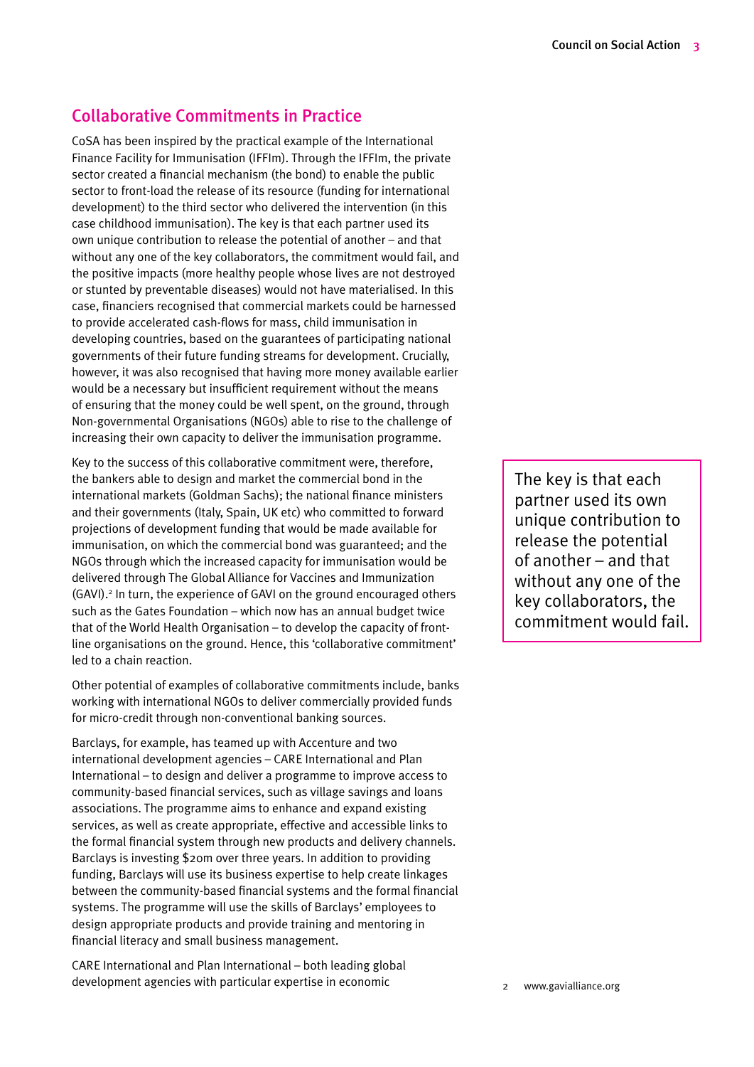## Collaborative Commitments in Practice

CoSA has been inspired by the practical example of the International Finance Facility for Immunisation (IFFIm). Through the IFFIm, the private sector created a financial mechanism (the bond) to enable the public sector to front-load the release of its resource (funding for international development) to the third sector who delivered the intervention (in this case childhood immunisation). The key is that each partner used its own unique contribution to release the potential of another – and that without any one of the key collaborators, the commitment would fail, and the positive impacts (more healthy people whose lives are not destroyed or stunted by preventable diseases) would not have materialised. In this case, financiers recognised that commercial markets could be harnessed to provide accelerated cash-flows for mass, child immunisation in developing countries, based on the guarantees of participating national governments of their future funding streams for development. Crucially, however, it was also recognised that having more money available earlier would be a necessary but insufficient requirement without the means of ensuring that the money could be well spent, on the ground, through Non-governmental Organisations (NGOs) able to rise to the challenge of increasing their own capacity to deliver the immunisation programme.

Key to the success of this collaborative commitment were, therefore, the bankers able to design and market the commercial bond in the international markets (Goldman Sachs); the national finance ministers and their governments (Italy, Spain, UK etc) who committed to forward projections of development funding that would be made available for immunisation, on which the commercial bond was guaranteed; and the NGOs through which the increased capacity for immunisation would be delivered through The Global Alliance for Vaccines and Immunization (GAVI).[2] In turn, the experience of GAVI on the ground encouraged others such as the Gates Foundation – which now has an annual budget twice that of the World Health Organisation – to develop the capacity of front-line organisations on the ground. Hence, this 'collaborative commitment' led to a chain reaction.

> The key is that each partner used its own unique contribution to release the potential of another – and that without any one of the key collaborators, the commitment would fail.

Other potential of examples of collaborative commitments include, banks working with international NGOs to deliver commercially provided funds for micro-credit through non-conventional banking sources.

Barclays, for example, has teamed up with Accenture and two international development agencies – CARE International and Plan International – to design and deliver a programme to improve access to community-based financial services, such as village savings and loans associations. The programme aims to enhance and expand existing services, as well as create appropriate, effective and accessible links to the formal financial system through new products and delivery channels. Barclays is investing $20m over three years. In addition to providing funding, Barclays will use its business expertise to help create linkages between the community-based financial systems and the formal financial systems. The programme will use the skills of Barclays' employees to design appropriate products and provide training and mentoring in financial literacy and small business management.

CARE International and Plan International – both leading global development agencies with particular expertise in economic

2 www.gavialliance.org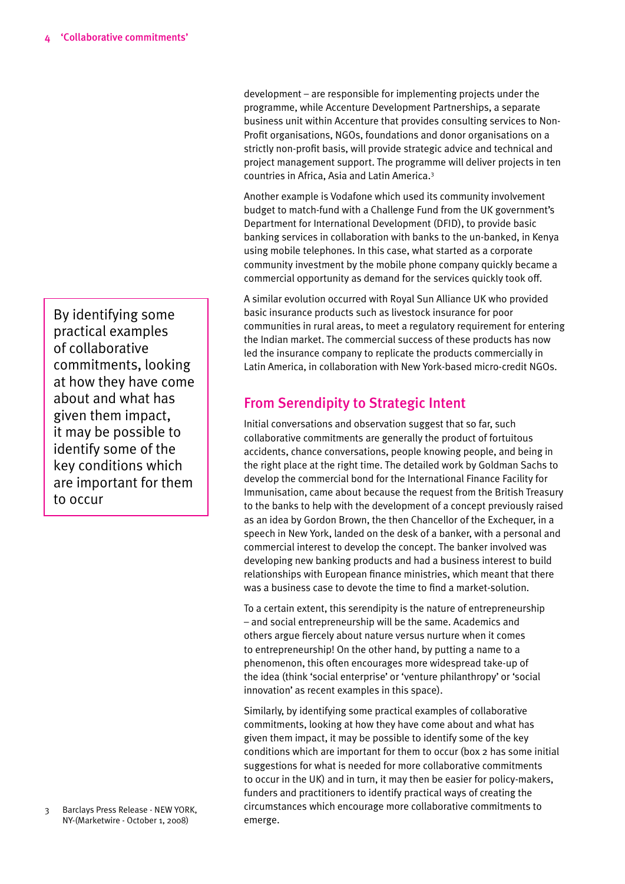development – are responsible for implementing projects under the programme, while Accenture Development Partnerships, a separate business unit within Accenture that provides consulting services to Non-Profit organisations, NGOs, foundations and donor organisations on a strictly non-profit basis, will provide strategic advice and technical and project management support. The programme will deliver projects in ten countries in Africa, Asia and Latin America.[3]

Another example is Vodafone which used its community involvement budget to match-fund with a Challenge Fund from the UK government's Department for International Development (DFID), to provide basic banking services in collaboration with banks to the un-banked, in Kenya using mobile telephones. In this case, what started as a corporate community investment by the mobile phone company quickly became a commercial opportunity as demand for the services quickly took off.

A similar evolution occurred with Royal Sun Alliance UK who provided basic insurance products such as livestock insurance for poor communities in rural areas, to meet a regulatory requirement for entering the Indian market. The commercial success of these products has now led the insurance company to replicate the products commercially in Latin America, in collaboration with New York-based micro-credit NGOs.

> By identifying some practical examples of collaborative commitments, looking at how they have come about and what has given them impact, it may be possible to identify some of the key conditions which are important for them to occur

## From Serendipity to Strategic Intent

Initial conversations and observation suggest that so far, such collaborative commitments are generally the product of fortuitous accidents, chance conversations, people knowing people, and being in the right place at the right time. The detailed work by Goldman Sachs to develop the commercial bond for the International Finance Facility for Immunisation, came about because the request from the British Treasury to the banks to help with the development of a concept previously raised as an idea by Gordon Brown, the then Chancellor of the Exchequer, in a speech in New York, landed on the desk of a banker, with a personal and commercial interest to develop the concept. The banker involved was developing new banking products and had a business interest to build relationships with European finance ministries, which meant that there was a business case to devote the time to find a market-solution.

To a certain extent, this serendipity is the nature of entrepreneurship – and social entrepreneurship will be the same. Academics and others argue fiercely about nature versus nurture when it comes to entrepreneurship! On the other hand, by putting a name to a phenomenon, this often encourages more widespread take-up of the idea (think 'social enterprise' or 'venture philanthropy' or 'social innovation' as recent examples in this space).

Similarly, by identifying some practical examples of collaborative commitments, looking at how they have come about and what has given them impact, it may be possible to identify some of the key conditions which are important for them to occur (box 2 has some initial suggestions for what is needed for more collaborative commitments to occur in the UK) and in turn, it may then be easier for policy-makers, funders and practitioners to identify practical ways of creating the circumstances which encourage more collaborative commitments to emerge.

[3] Barclays Press Release - NEW YORK, NY-(Marketwire - October 1, 2008)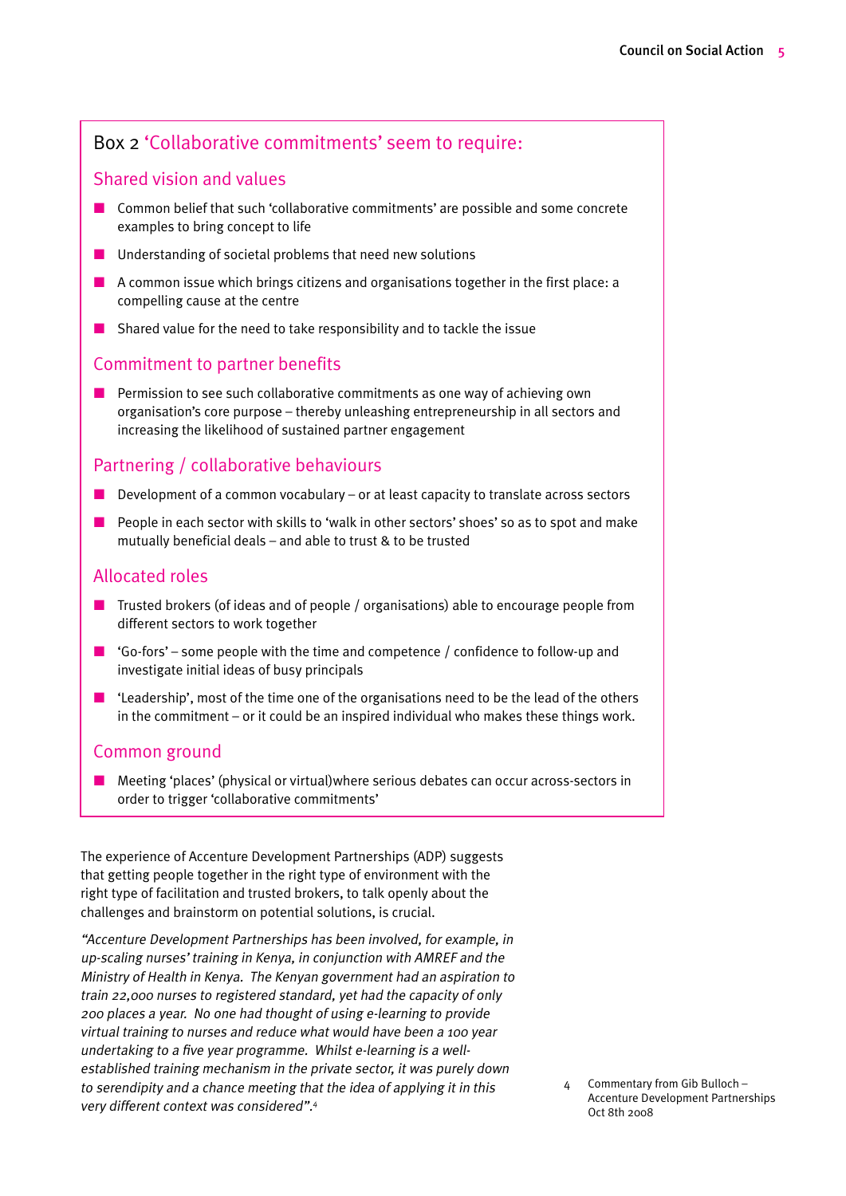## Box 2 'Collaborative commitments' seem to require:

### Shared vision and values

- Common belief that such 'collaborative commitments' are possible and some concrete examples to bring concept to life
- Understanding of societal problems that need new solutions
- A common issue which brings citizens and organisations together in the first place: a compelling cause at the centre
- Shared value for the need to take responsibility and to tackle the issue

### Commitment to partner benefits

- Permission to see such collaborative commitments as one way of achieving own organisation's core purpose – thereby unleashing entrepreneurship in all sectors and increasing the likelihood of sustained partner engagement

### Partnering / collaborative behaviours

- Development of a common vocabulary – or at least capacity to translate across sectors
- People in each sector with skills to 'walk in other sectors' shoes' so as to spot and make mutually beneficial deals – and able to trust & to be trusted

### Allocated roles

- Trusted brokers (of ideas and of people / organisations) able to encourage people from different sectors to work together
- 'Go-fors' – some people with the time and competence / confidence to follow-up and investigate initial ideas of busy principals
- 'Leadership', most of the time one of the organisations need to be the lead of the others in the commitment – or it could be an inspired individual who makes these things work.

### Common ground

- Meeting 'places' (physical or virtual)where serious debates can occur across-sectors in order to trigger 'collaborative commitments'

The experience of Accenture Development Partnerships (ADP) suggests that getting people together in the right type of environment with the right type of facilitation and trusted brokers, to talk openly about the challenges and brainstorm on potential solutions, is crucial.

*"Accenture Development Partnerships has been involved, for example, in up-scaling nurses' training in Kenya, in conjunction with AMREF and the Ministry of Health in Kenya. The Kenyan government had an aspiration to train 22,000 nurses to registered standard, yet had the capacity of only 200 places a year. No one had thought of using e-learning to provide virtual training to nurses and reduce what would have been a 100 year undertaking to a five year programme. Whilst e-learning is a well-established training mechanism in the private sector, it was purely down to serendipity and a chance meeting that the idea of applying it in this very different context was considered".*[4]

4 Commentary from Gib Bulloch – Accenture Development Partnerships Oct 8th 2008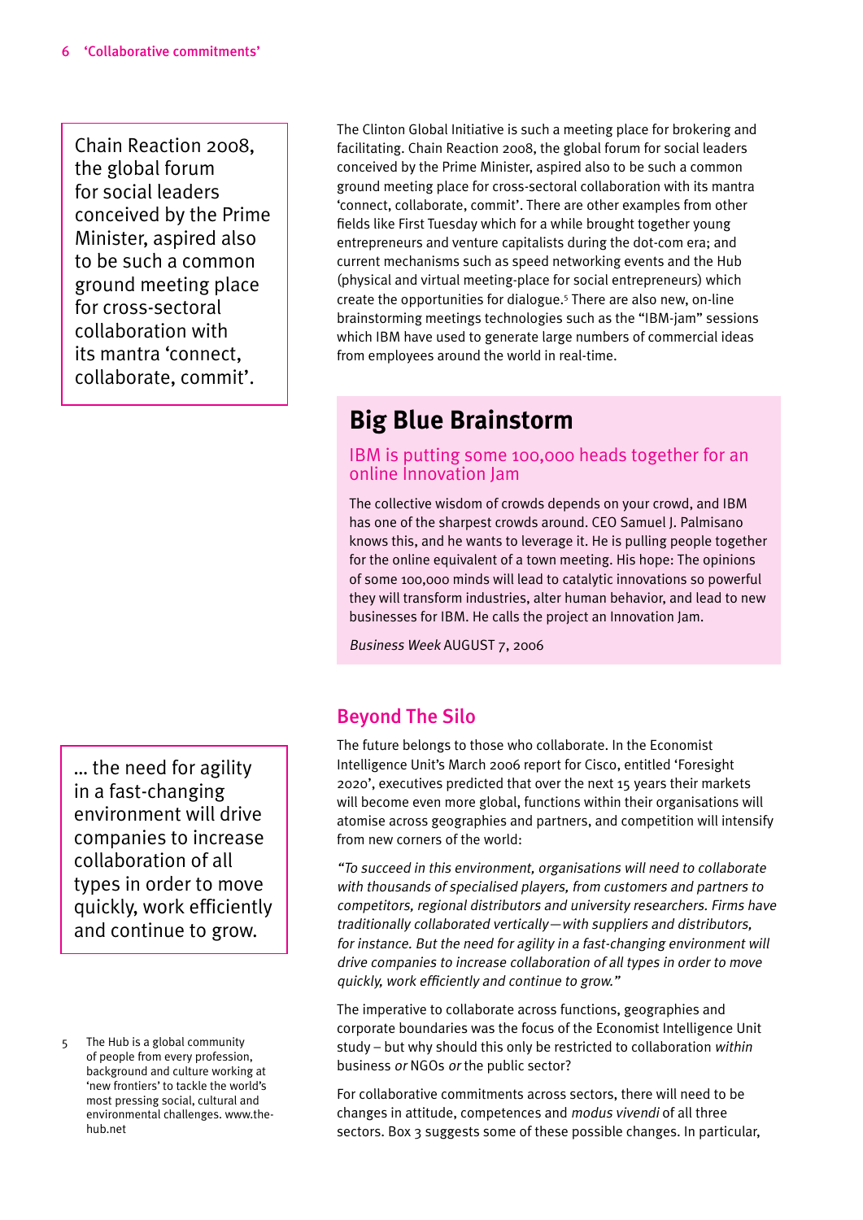> Chain Reaction 2008, the global forum for social leaders conceived by the Prime Minister, aspired also to be such a common ground meeting place for cross-sectoral collaboration with its mantra 'connect, collaborate, commit'.

The Clinton Global Initiative is such a meeting place for brokering and facilitating. Chain Reaction 2008, the global forum for social leaders conceived by the Prime Minister, aspired also to be such a common ground meeting place for cross-sectoral collaboration with its mantra 'connect, collaborate, commit'. There are other examples from other fields like First Tuesday which for a while brought together young entrepreneurs and venture capitalists during the dot-com era; and current mechanisms such as speed networking events and the Hub (physical and virtual meeting-place for social entrepreneurs) which create the opportunities for dialogue.[5] There are also new, on-line brainstorming meetings technologies such as the "IBM-jam" sessions which IBM have used to generate large numbers of commercial ideas from employees around the world in real-time.

## Big Blue Brainstorm

### IBM is putting some 100,000 heads together for an online Innovation Jam

The collective wisdom of crowds depends on your crowd, and IBM has one of the sharpest crowds around. CEO Samuel J. Palmisano knows this, and he wants to leverage it. He is pulling people together for the online equivalent of a town meeting. His hope: The opinions of some 100,000 minds will lead to catalytic innovations so powerful they will transform industries, alter human behavior, and lead to new businesses for IBM. He calls the project an Innovation Jam.

*Business Week* AUGUST 7, 2006

## Beyond The Silo

The future belongs to those who collaborate. In the Economist Intelligence Unit's March 2006 report for Cisco, entitled 'Foresight 2020', executives predicted that over the next 15 years their markets will become even more global, functions within their organisations will atomise across geographies and partners, and competition will intensify from new corners of the world:

*"To succeed in this environment, organisations will need to collaborate with thousands of specialised players, from customers and partners to competitors, regional distributors and university researchers. Firms have traditionally collaborated vertically—with suppliers and distributors, for instance. But the need for agility in a fast-changing environment will drive companies to increase collaboration of all types in order to move quickly, work efficiently and continue to grow."*

> … the need for agility in a fast-changing environment will drive companies to increase collaboration of all types in order to move quickly, work efficiently and continue to grow.

The imperative to collaborate across functions, geographies and corporate boundaries was the focus of the Economist Intelligence Unit study – but why should this only be restricted to collaboration *within* business *or* NGOs *or* the public sector?

For collaborative commitments across sectors, there will need to be changes in attitude, competences and *modus vivendi* of all three sectors. Box 3 suggests some of these possible changes. In particular,

5 The Hub is a global community of people from every profession, background and culture working at 'new frontiers' to tackle the world's most pressing social, cultural and environmental challenges. www.the-hub.net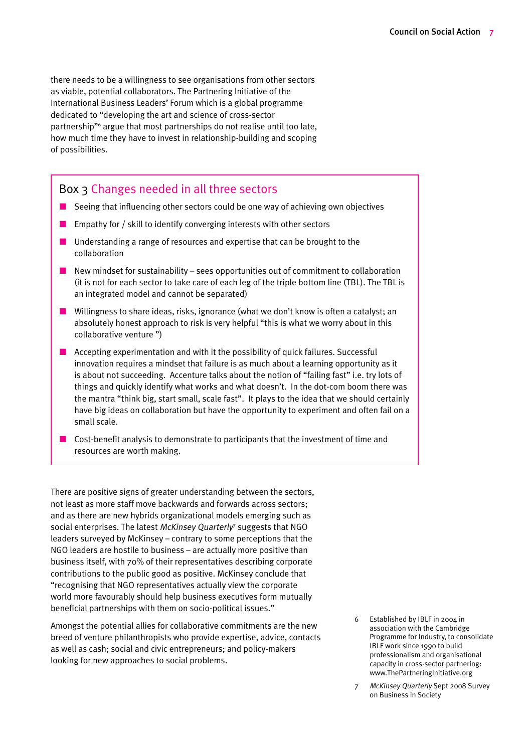there needs to be a willingness to see organisations from other sectors as viable, potential collaborators. The Partnering Initiative of the International Business Leaders' Forum which is a global programme dedicated to "developing the art and science of cross-sector partnership"[6] argue that most partnerships do not realise until too late, how much time they have to invest in relationship-building and scoping of possibilities.

### Box 3 Changes needed in all three sectors

- Seeing that influencing other sectors could be one way of achieving own objectives
- Empathy for / skill to identify converging interests with other sectors
- Understanding a range of resources and expertise that can be brought to the collaboration
- New mindset for sustainability – sees opportunities out of commitment to collaboration (it is not for each sector to take care of each leg of the triple bottom line (TBL). The TBL is an integrated model and cannot be separated)
- Willingness to share ideas, risks, ignorance (what we don't know is often a catalyst; an absolutely honest approach to risk is very helpful "this is what we worry about in this collaborative venture ")
- Accepting experimentation and with it the possibility of quick failures. Successful innovation requires a mindset that failure is as much about a learning opportunity as it is about not succeeding. Accenture talks about the notion of "failing fast" i.e. try lots of things and quickly identify what works and what doesn't. In the dot-com boom there was the mantra "think big, start small, scale fast". It plays to the idea that we should certainly have big ideas on collaboration but have the opportunity to experiment and often fail on a small scale.
- Cost-benefit analysis to demonstrate to participants that the investment of time and resources are worth making.

There are positive signs of greater understanding between the sectors, not least as more staff move backwards and forwards across sectors; and as there are new hybrids organizational models emerging such as social enterprises. The latest *McKinsey Quarterly*[7] suggests that NGO leaders surveyed by McKinsey – contrary to some perceptions that the NGO leaders are hostile to business – are actually more positive than business itself, with 70% of their representatives describing corporate contributions to the public good as positive. McKinsey conclude that "recognising that NGO representatives actually view the corporate world more favourably should help business executives form mutually beneficial partnerships with them on socio-political issues."

Amongst the potential allies for collaborative commitments are the new breed of venture philanthropists who provide expertise, advice, contacts as well as cash; social and civic entrepreneurs; and policy-makers looking for new approaches to social problems.

6 Established by IBLF in 2004 in association with the Cambridge Programme for Industry, to consolidate IBLF work since 1990 to build professionalism and organisational capacity in cross-sector partnering: www.ThePartneringInitiative.org

7 *McKinsey Quarterly* Sept 2008 Survey on Business in Society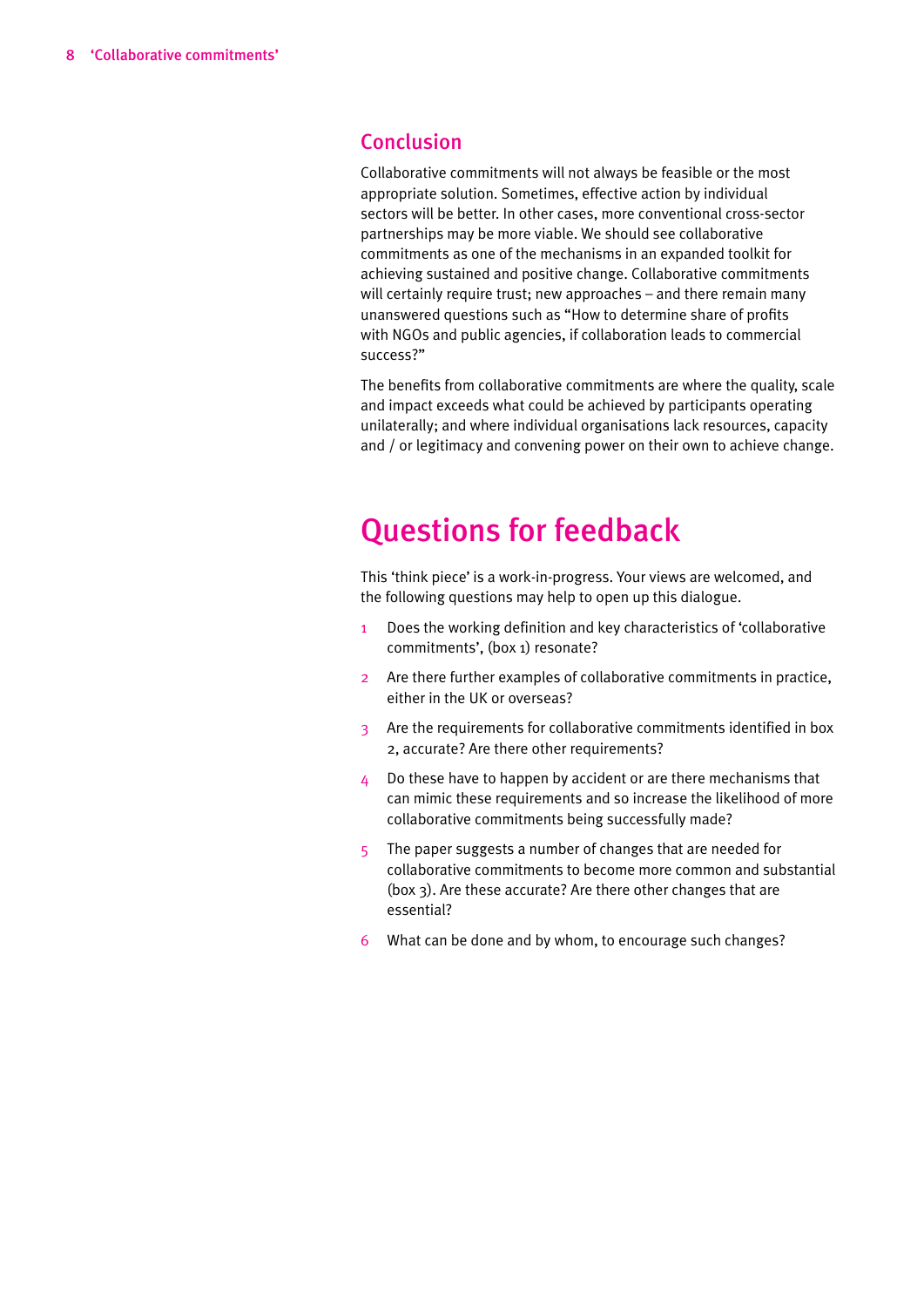## Conclusion

Collaborative commitments will not always be feasible or the most appropriate solution. Sometimes, effective action by individual sectors will be better. In other cases, more conventional cross-sector partnerships may be more viable. We should see collaborative commitments as one of the mechanisms in an expanded toolkit for achieving sustained and positive change. Collaborative commitments will certainly require trust; new approaches – and there remain many unanswered questions such as "How to determine share of profits with NGOs and public agencies, if collaboration leads to commercial success?"

The benefits from collaborative commitments are where the quality, scale and impact exceeds what could be achieved by participants operating unilaterally; and where individual organisations lack resources, capacity and / or legitimacy and convening power on their own to achieve change.

# Questions for feedback

This 'think piece' is a work-in-progress. Your views are welcomed, and the following questions may help to open up this dialogue.

1. Does the working definition and key characteristics of 'collaborative commitments', (box 1) resonate?
2. Are there further examples of collaborative commitments in practice, either in the UK or overseas?
3. Are the requirements for collaborative commitments identified in box 2, accurate? Are there other requirements?
4. Do these have to happen by accident or are there mechanisms that can mimic these requirements and so increase the likelihood of more collaborative commitments being successfully made?
5. The paper suggests a number of changes that are needed for collaborative commitments to become more common and substantial (box 3). Are these accurate? Are there other changes that are essential?
6. What can be done and by whom, to encourage such changes?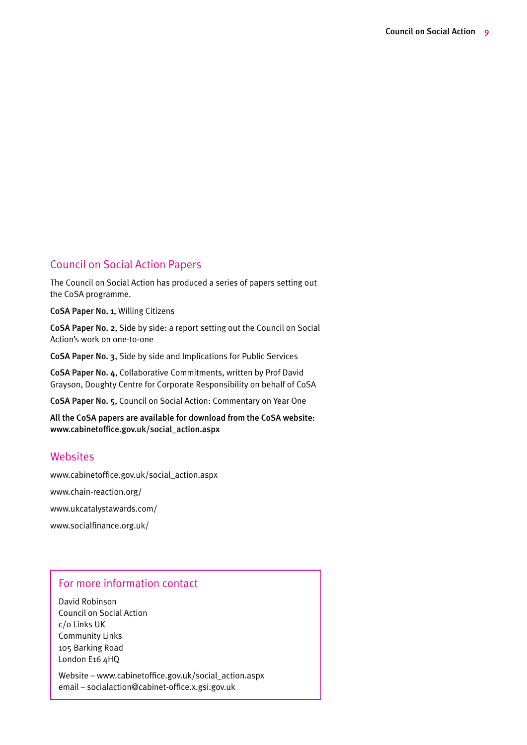## Council on Social Action Papers

The Council on Social Action has produced a series of papers setting out the CoSA programme.

**CoSA Paper No. 1,** Willing Citizens

**CoSA Paper No. 2,** Side by side: a report setting out the Council on Social Action's work on one-to-one

**CoSA Paper No. 3,** Side by side and Implications for Public Services

**CoSA Paper No. 4,** Collaborative Commitments, written by Prof David Grayson, Doughty Centre for Corporate Responsibility on behalf of CoSA

**CoSA Paper No. 5,** Council on Social Action: Commentary on Year One

**All the CoSA papers are available for download from the CoSA website: www.cabinetoffice.gov.uk/social_action.aspx**

## Websites

www.cabinetoffice.gov.uk/social_action.aspx

www.chain-reaction.org/

www.ukcatalystawards.com/

www.socialfinance.org.uk/

## For more information contact

David Robinson
Council on Social Action
c/o Links UK
Community Links
105 Barking Road
London E16 4HQ

Website – www.cabinetoffice.gov.uk/social_action.aspx
email – socialaction@cabinet-office.x.gsi.gov.uk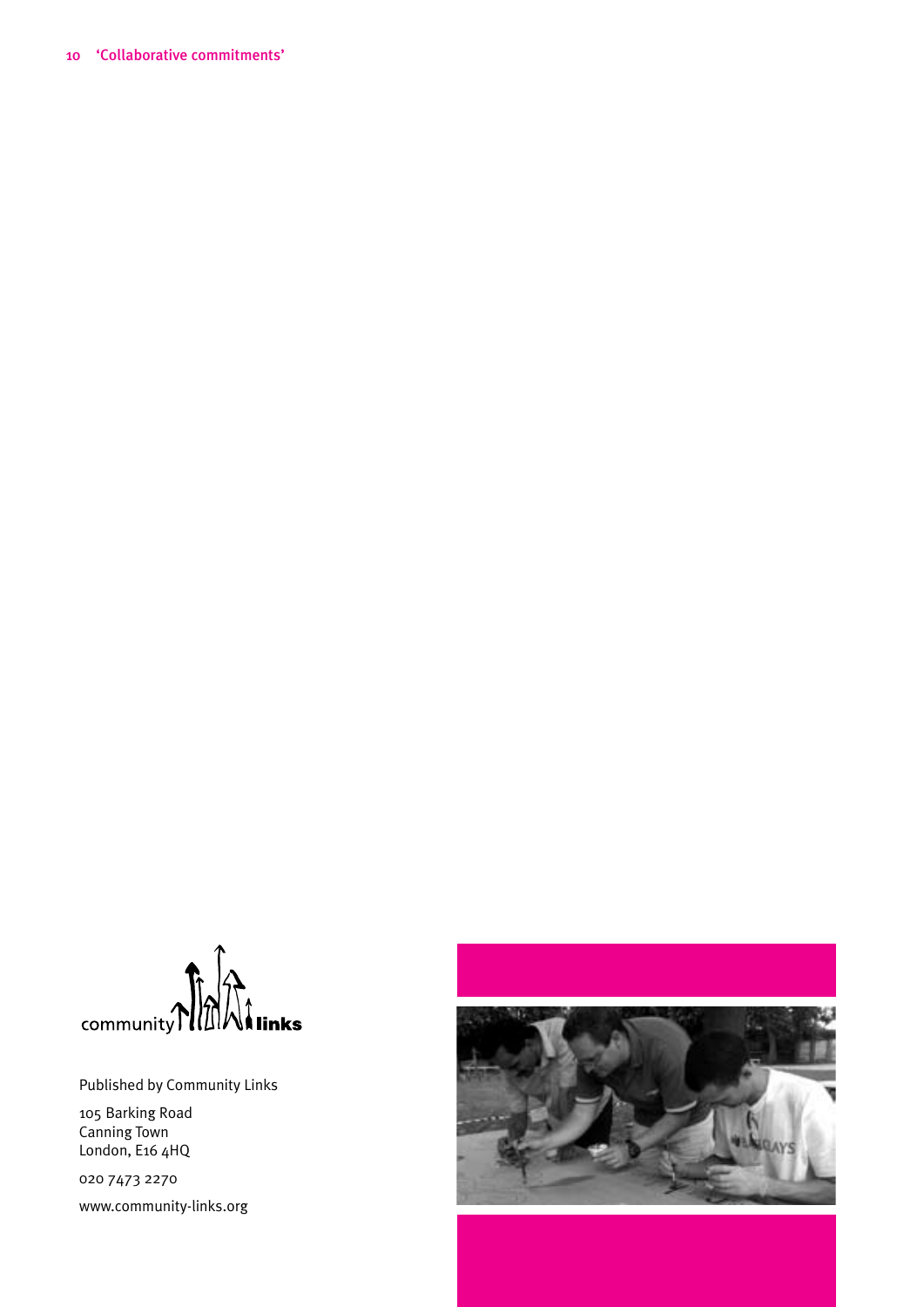community links

Published by Community Links

105 Barking Road
Canning Town
London, E16 4HQ

020 7473 2270

www.community-links.org